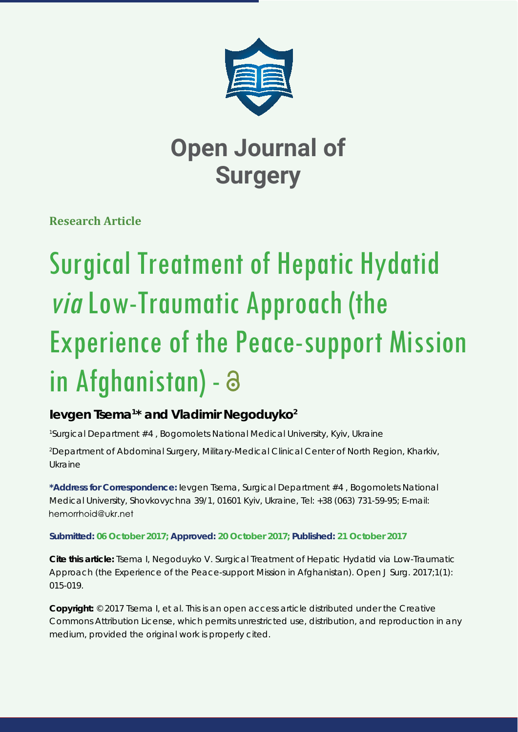# Open Journal of Surgery

**Research Article**

# Surgical Treatment of Hepatic Hydatid *via* Low-Traumatic Approach (the Experience of the Peace-support Mission in Afghanistan) -

**Ievgen Tsema[1]* and Vladimir Negoduyko[2]**

[1]Surgical Department #4 , Bogomolets National Medical University, Kyiv, Ukraine

[2]Department of Abdominal Surgery, Military-Medical Clinical Center of North Region, Kharkiv, Ukraine

**\*Address for Correspondence:** Ievgen Tsema, Surgical Department #4 , Bogomolets National Medical University, Shovkovychna 39/1, 01601 Kyiv, Ukraine, Tel: +38 (063) 731-59-95; E-mail: hemorrhoid@ukr.net

**Submitted: 06 October 2017; Approved: 20 October 2017; Published: 21 October 2017**

**Cite this article:** Tsema I, Negoduyko V. Surgical Treatment of Hepatic Hydatid via Low-Traumatic Approach (the Experience of the Peace-support Mission in Afghanistan). Open J Surg. 2017;1(1): 015-019.

**Copyright:** © 2017 Tsema I, et al. This is an open access article distributed under the Creative Commons Attribution License, which permits unrestricted use, distribution, and reproduction in any medium, provided the original work is properly cited.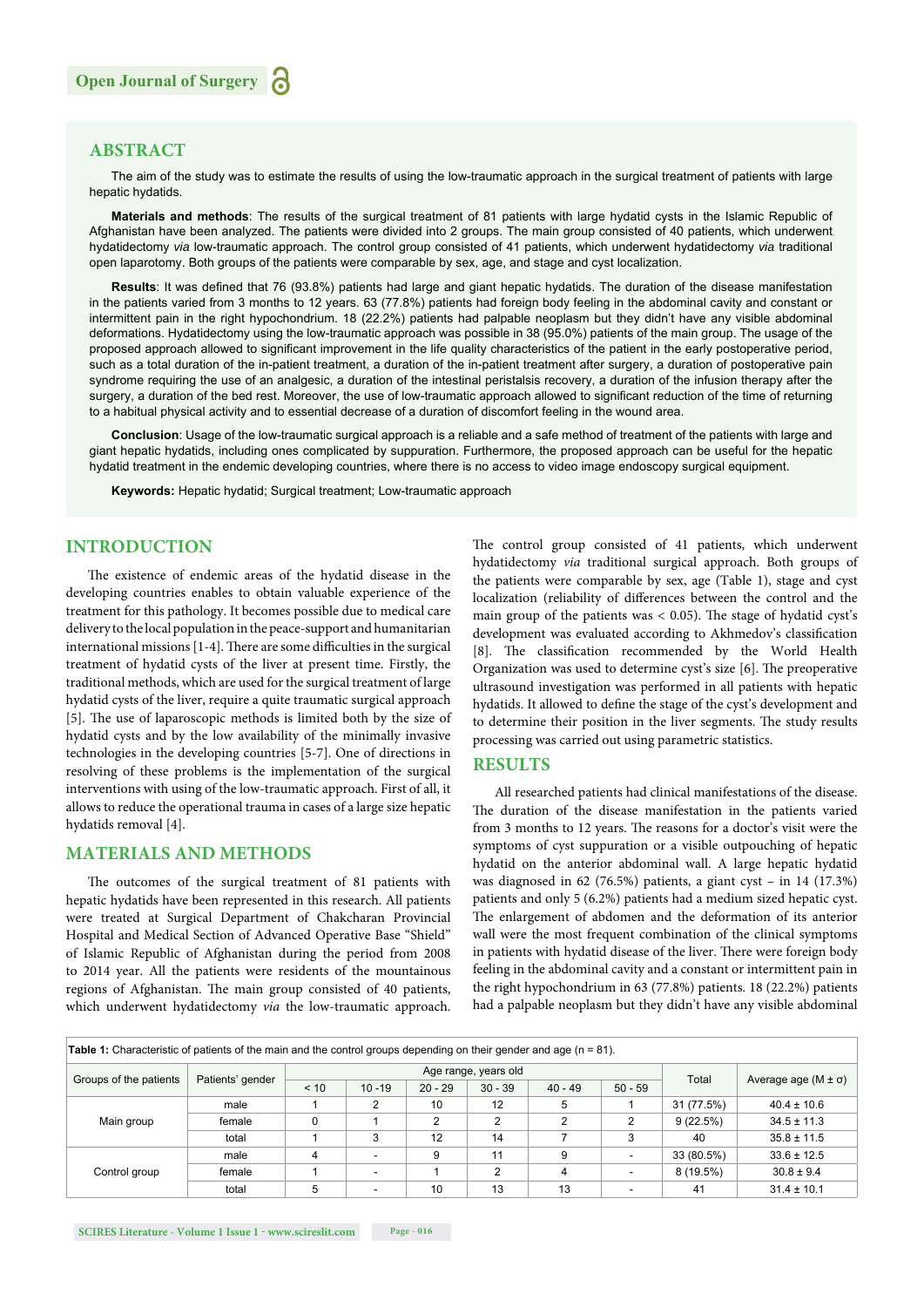## ABSTRACT

The aim of the study was to estimate the results of using the low-traumatic approach in the surgical treatment of patients with large hepatic hydatids.

**Materials and methods**: The results of the surgical treatment of 81 patients with large hydatid cysts in the Islamic Republic of Afghanistan have been analyzed. The patients were divided into 2 groups. The main group consisted of 40 patients, which underwent hydatidectomy *via* low-traumatic approach. The control group consisted of 41 patients, which underwent hydatidectomy *via* traditional open laparotomy. Both groups of the patients were comparable by sex, age, and stage and cyst localization.

**Results**: It was defined that 76 (93.8%) patients had large and giant hepatic hydatids. The duration of the disease manifestation in the patients varied from 3 months to 12 years. 63 (77.8%) patients had foreign body feeling in the abdominal cavity and constant or intermittent pain in the right hypochondrium. 18 (22.2%) patients had palpable neoplasm but they didn't have any visible abdominal deformations. Hydatidectomy using the low-traumatic approach was possible in 38 (95.0%) patients of the main group. The usage of the proposed approach allowed to significant improvement in the life quality characteristics of the patient in the early postoperative period, such as a total duration of the in-patient treatment, a duration of the in-patient treatment after surgery, a duration of postoperative pain syndrome requiring the use of an analgesic, a duration of the intestinal peristalsis recovery, a duration of the infusion therapy after the surgery, a duration of the bed rest. Moreover, the use of low-traumatic approach allowed to significant reduction of the time of returning to a habitual physical activity and to essential decrease of a duration of discomfort feeling in the wound area.

**Conclusion**: Usage of the low-traumatic surgical approach is a reliable and a safe method of treatment of the patients with large and giant hepatic hydatids, including ones complicated by suppuration. Furthermore, the proposed approach can be useful for the hepatic hydatid treatment in the endemic developing countries, where there is no access to video image endoscopy surgical equipment.

**Keywords:** Hepatic hydatid; Surgical treatment; Low-traumatic approach

## INTRODUCTION

The existence of endemic areas of the hydatid disease in the developing countries enables to obtain valuable experience of the treatment for this pathology. It becomes possible due to medical care delivery to the local population in the peace-support and humanitarian international missions [1-4]. There are some difficulties in the surgical treatment of hydatid cysts of the liver at present time. Firstly, the traditional methods, which are used for the surgical treatment of large hydatid cysts of the liver, require a quite traumatic surgical approach [5]. The use of laparoscopic methods is limited both by the size of hydatid cysts and by the low availability of the minimally invasive technologies in the developing countries [5-7]. One of directions in resolving of these problems is the implementation of the surgical interventions with using of the low-traumatic approach. First of all, it allows to reduce the operational trauma in cases of a large size hepatic hydatids removal [4].

## MATERIALS AND METHODS

The outcomes of the surgical treatment of 81 patients with hepatic hydatids have been represented in this research. All patients were treated at Surgical Department of Chakcharan Provincial Hospital and Medical Section of Advanced Operative Base "Shield" of Islamic Republic of Afghanistan during the period from 2008 to 2014 year. All the patients were residents of the mountainous regions of Afghanistan. The main group consisted of 40 patients, which underwent hydatidectomy *via* the low-traumatic approach. The control group consisted of 41 patients, which underwent hydatidectomy *via* traditional surgical approach. Both groups of the patients were comparable by sex, age (Table 1), stage and cyst localization (reliability of differences between the control and the main group of the patients was < 0.05). The stage of hydatid cyst's development was evaluated according to Akhmedov's classification [8]. The classification recommended by the World Health Organization was used to determine cyst's size [6]. The preoperative ultrasound investigation was performed in all patients with hepatic hydatids. It allowed to define the stage of the cyst's development and to determine their position in the liver segments. The study results processing was carried out using parametric statistics.

## RESULTS

All researched patients had clinical manifestations of the disease. The duration of the disease manifestation in the patients varied from 3 months to 12 years. The reasons for a doctor's visit were the symptoms of cyst suppuration or a visible outpouching of hepatic hydatid on the anterior abdominal wall. A large hepatic hydatid was diagnosed in 62 (76.5%) patients, a giant cyst – in 14 (17.3%) patients and only 5 (6.2%) patients had a medium sized hepatic cyst. The enlargement of abdomen and the deformation of its anterior wall were the most frequent combination of the clinical symptoms in patients with hydatid disease of the liver. There were foreign body feeling in the abdominal cavity and a constant or intermittent pain in the right hypochondrium in 63 (77.8%) patients. 18 (22.2%) patients had a palpable neoplasm but they didn't have any visible abdominal

**Table 1:** Characteristic of patients of the main and the control groups depending on their gender and age (n = 81).

| Groups of the patients | Patients' gender | Age range, years old | | | | | | Total | Average age (M ± σ) |
|---|---|---|---|---|---|---|---|---|---|
| | | < 10 | 10 -19 | 20 - 29 | 30 - 39 | 40 - 49 | 50 - 59 | | |
| Main group | male | 1 | 2 | 10 | 12 | 5 | 1 | 31 (77.5%) | 40.4 ± 10.6 |
| | female | 0 | 1 | 2 | 2 | 2 | 2 | 9 (22.5%) | 34.5 ± 11.3 |
| | total | 1 | 3 | 12 | 14 | 7 | 3 | 40 | 35.8 ± 11.5 |
| Control group | male | 4 | - | 9 | 11 | 9 | - | 33 (80.5%) | 33.6 ± 12.5 |
| | female | 1 | - | 1 | 2 | 4 | - | 8 (19.5%) | 30.8 ± 9.4 |
| | total | 5 | - | 10 | 13 | 13 | - | 41 | 31.4 ± 10.1 |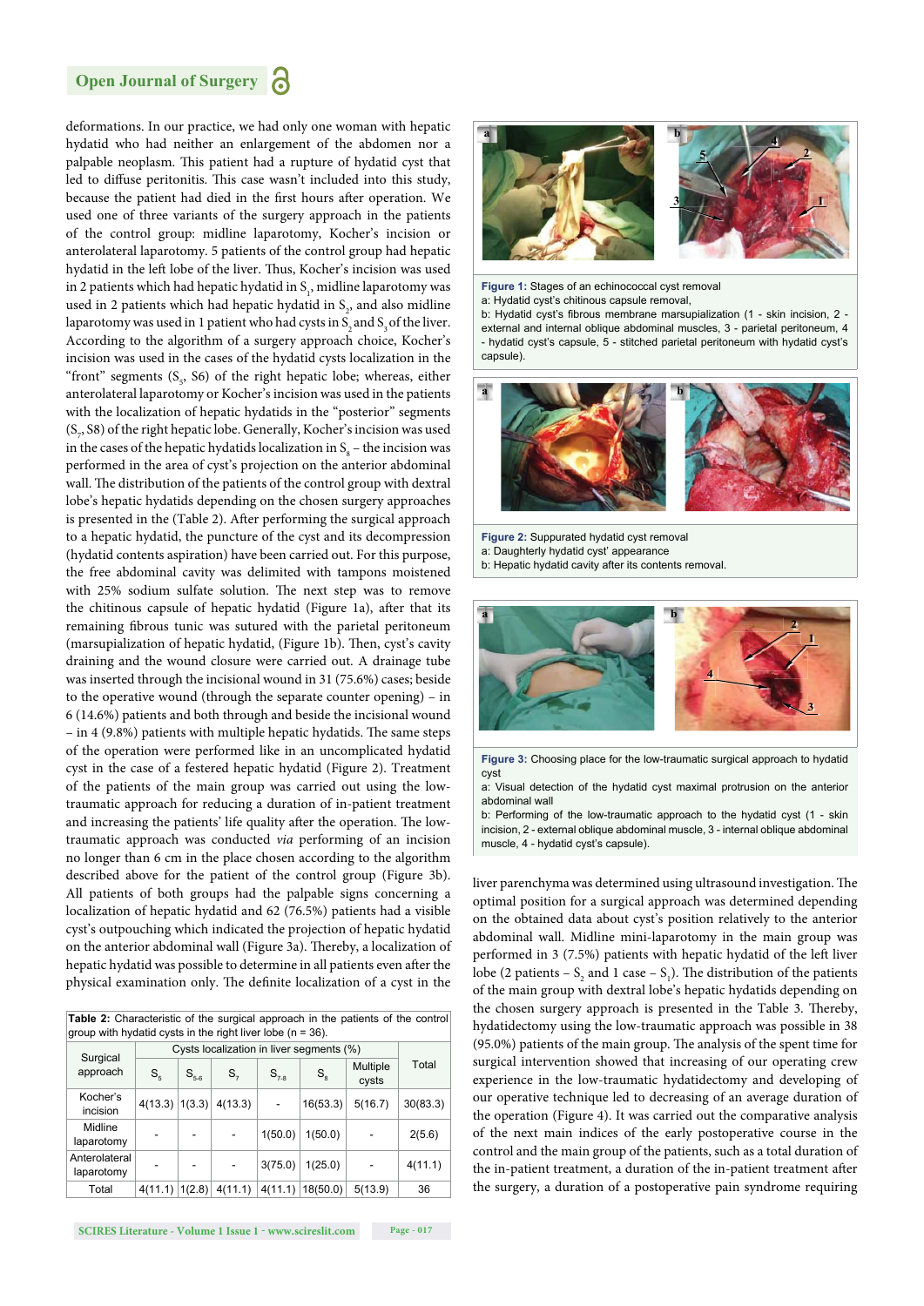deformations. In our practice, we had only one woman with hepatic hydatid who had neither an enlargement of the abdomen nor a palpable neoplasm. This patient had a rupture of hydatid cyst that led to diffuse peritonitis. This case wasn't included into this study, because the patient had died in the first hours after operation. We used one of three variants of the surgery approach in the patients of the control group: midline laparotomy, Kocher's incision or anterolateral laparotomy. 5 patients of the control group had hepatic hydatid in the left lobe of the liver. Thus, Kocher's incision was used in 2 patients which had hepatic hydatid in $S_1$, midline laparotomy was used in 2 patients which had hepatic hydatid in $S_2$, and also midline laparotomy was used in 1 patient who had cysts in $S_2$ and $S_3$ of the liver. According to the algorithm of a surgery approach choice, Kocher's incision was used in the cases of the hydatid cysts localization in the "front" segments ($S_5$, S6) of the right hepatic lobe; whereas, either anterolateral laparotomy or Kocher's incision was used in the patients with the localization of hepatic hydatids in the "posterior" segments ($S_7$, S8) of the right hepatic lobe. Generally, Kocher's incision was used in the cases of the hepatic hydatids localization in $S_8$ – the incision was performed in the area of cyst's projection on the anterior abdominal wall. The distribution of the patients of the control group with dextral lobe's hepatic hydatids depending on the chosen surgery approaches is presented in the (Table 2). After performing the surgical approach to a hepatic hydatid, the puncture of the cyst and its decompression (hydatid contents aspiration) have been carried out. For this purpose, the free abdominal cavity was delimited with tampons moistened with 25% sodium sulfate solution. The next step was to remove the chitinous capsule of hepatic hydatid (Figure 1a), after that its remaining fibrous tunic was sutured with the parietal peritoneum (marsupialization of hepatic hydatid, (Figure 1b). Then, cyst's cavity draining and the wound closure were carried out. A drainage tube was inserted through the incisional wound in 31 (75.6%) cases; beside to the operative wound (through the separate counter opening) – in 6 (14.6%) patients and both through and beside the incisional wound – in 4 (9.8%) patients with multiple hepatic hydatids. The same steps of the operation were performed like in an uncomplicated hydatid cyst in the case of a festered hepatic hydatid (Figure 2). Treatment of the patients of the main group was carried out using the low-traumatic approach for reducing a duration of in-patient treatment and increasing the patients' life quality after the operation. The low-traumatic approach was conducted *via* performing of an incision no longer than 6 cm in the place chosen according to the algorithm described above for the patient of the control group (Figure 3b). All patients of both groups had the palpable signs concerning a localization of hepatic hydatid and 62 (76.5%) patients had a visible cyst's outpouching which indicated the projection of hepatic hydatid on the anterior abdominal wall (Figure 3a). Thereby, a localization of hepatic hydatid was possible to determine in all patients even after the physical examination only. The definite localization of a cyst in the liver parenchyma was determined using ultrasound investigation. The optimal position for a surgical approach was determined depending on the obtained data about cyst's position relatively to the anterior abdominal wall. Midline mini-laparotomy in the main group was performed in 3 (7.5%) patients with hepatic hydatid of the left liver lobe (2 patients – $S_2$ and 1 case – $S_1$). The distribution of the patients of the main group with dextral lobe's hepatic hydatids depending on the chosen surgery approach is presented in the Table 3. Thereby, hydatidectomy using the low-traumatic approach was possible in 38 (95.0%) patients of the main group. The analysis of the spent time for surgical intervention showed that increasing of our operating crew experience in the low-traumatic hydatidectomy and developing of our operative technique led to decreasing of an average duration of the operation (Figure 4). It was carried out the comparative analysis of the next main indices of the early postoperative course in the control and the main group of the patients, such as a total duration of the in-patient treatment, a duration of the in-patient treatment after the surgery, a duration of a postoperative pain syndrome requiring

**Table 2:** Characteristic of the surgical approach in the patients of the control group with hydatid cysts in the right liver lobe (n = 36).

| Surgical approach | Cysts localization in liver segments (%) | | | | | | Total |
|---|---|---|---|---|---|---|---|
| | $S_5$ | $S_{5-6}$ | $S_7$ | $S_{7-8}$ | $S_8$ | Multiple cysts | |
| Kocher's incision | 4(13.3) | 1(3.3) | 4(13.3) | - | 16(53.3) | 5(16.7) | 30(83.3) |
| Midline laparotomy | - | - | - | 1(50.0) | 1(50.0) | - | 2(5.6) |
| Anterolateral laparotomy | - | - | - | 3(75.0) | 1(25.0) | - | 4(11.1) |
| Total | 4(11.1) | 1(2.8) | 4(11.1) | 4(11.1) | 18(50.0) | 5(13.9) | 36 |

**Figure 1:** Stages of an echinococcal cyst removal
a: Hydatid cyst's chitinous capsule removal,
b: Hydatid cyst's fibrous membrane marsupialization (1 - skin incision, 2 - external and internal oblique abdominal muscles, 3 - parietal peritoneum, 4 - hydatid cyst's capsule, 5 - stitched parietal peritoneum with hydatid cyst's capsule).

**Figure 2:** Suppurated hydatid cyst removal
a: Daughterly hydatid cyst' appearance
b: Hepatic hydatid cavity after its contents removal.

**Figure 3:** Choosing place for the low-traumatic surgical approach to hydatid cyst
a: Visual detection of the hydatid cyst maximal protrusion on the anterior abdominal wall
b: Performing of the low-traumatic approach to the hydatid cyst (1 - skin incision, 2 - external oblique abdominal muscle, 3 - internal oblique abdominal muscle, 4 - hydatid cyst's capsule).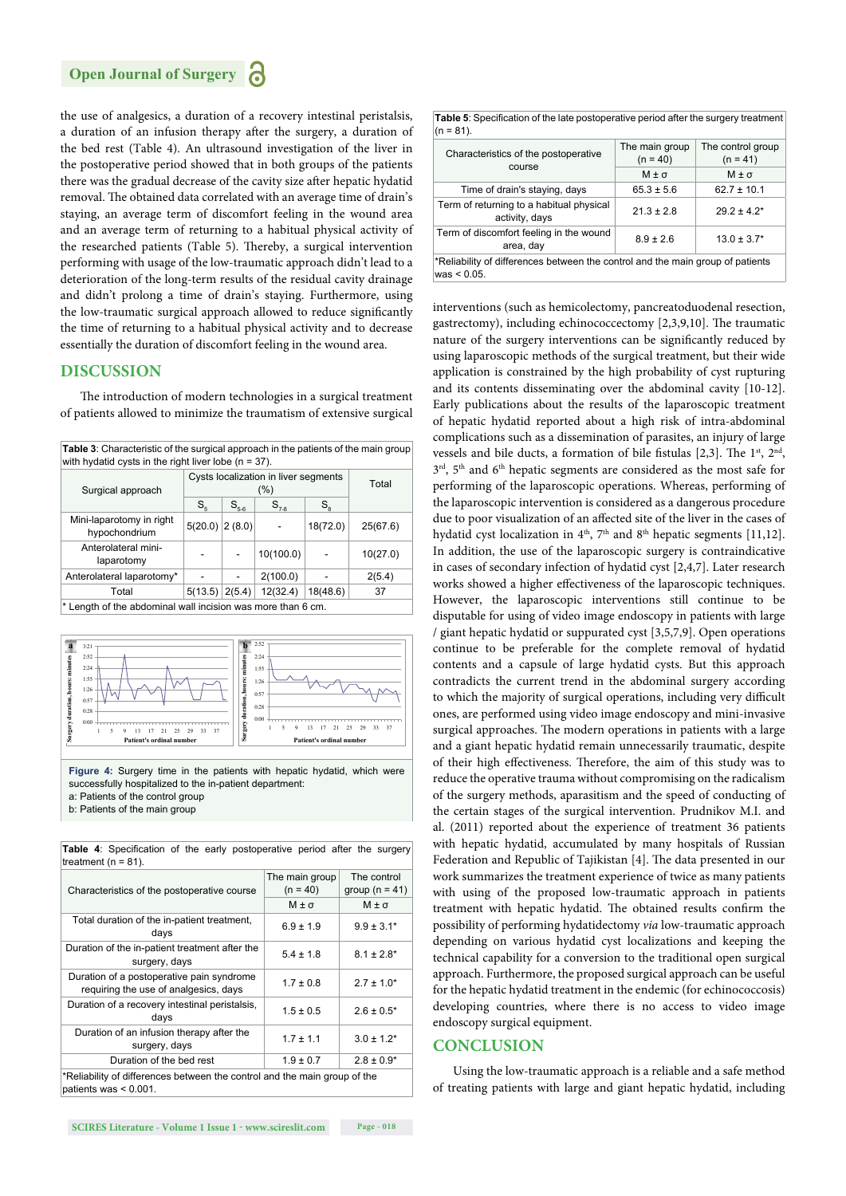the use of analgesics, a duration of a recovery intestinal peristalsis, a duration of an infusion therapy after the surgery, a duration of the bed rest (Table 4). An ultrasound investigation of the liver in the postoperative period showed that in both groups of the patients there was the gradual decrease of the cavity size after hepatic hydatid removal. The obtained data correlated with an average time of drain's staying, an average term of discomfort feeling in the wound area and an average term of returning to a habitual physical activity of the researched patients (Table 5). Thereby, a surgical intervention performing with usage of the low-traumatic approach didn't lead to a deterioration of the long-term results of the residual cavity drainage and didn't prolong a time of drain's staying. Furthermore, using the low-traumatic surgical approach allowed to reduce significantly the time of returning to a habitual physical activity and to decrease essentially the duration of discomfort feeling in the wound area.

## DISCUSSION

The introduction of modern technologies in a surgical treatment of patients allowed to minimize the traumatism of extensive surgical interventions (such as hemicolectomy, pancreatoduodenal resection, gastrectomy), including echinococcectomy [2,3,9,10]. The traumatic nature of the surgery interventions can be significantly reduced by using laparoscopic methods of the surgical treatment, but their wide application is constrained by the high probability of cyst rupturing and its contents disseminating over the abdominal cavity [10-12]. Early publications about the results of the laparoscopic treatment of hepatic hydatid reported about a high risk of intra-abdominal complications such as a dissemination of parasites, an injury of large vessels and bile ducts, a formation of bile fistulas [2,3]. The 1st, 2nd, 3rd, 5th and 6th hepatic segments are considered as the most safe for performing of the laparoscopic operations. Whereas, performing of the laparoscopic intervention is considered as a dangerous procedure due to poor visualization of an affected site of the liver in the cases of hydatid cyst localization in 4th, 7th and 8th hepatic segments [11,12]. In addition, the use of the laparoscopic surgery is contraindicative in cases of secondary infection of hydatid cyst [2,4,7]. Later research works showed a higher effectiveness of the laparoscopic techniques. However, the laparoscopic interventions still continue to be disputable for using of video image endoscopy in patients with large / giant hepatic hydatid or suppurated cyst [3,5,7,9]. Open operations continue to be preferable for the complete removal of hydatid contents and a capsule of large hydatid cysts. But this approach contradicts the current trend in the abdominal surgery according to which the majority of surgical operations, including very difficult ones, are performed using video image endoscopy and mini-invasive surgical approaches. The modern operations in patients with a large and a giant hepatic hydatid remain unnecessarily traumatic, despite of their high effectiveness. Therefore, the aim of this study was to reduce the operative trauma without compromising on the radicalism of the surgery methods, aparasitism and the speed of conducting of the certain stages of the surgical intervention. Prudnikov M.I. and al. (2011) reported about the experience of treatment 36 patients with hepatic hydatid, accumulated by many hospitals of Russian Federation and Republic of Tajikistan [4]. The data presented in our work summarizes the treatment experience of twice as many patients with using of the proposed low-traumatic approach in patients treatment with hepatic hydatid. The obtained results confirm the possibility of performing hydatidectomy *via* low-traumatic approach depending on various hydatid cyst localizations and keeping the technical capability for a conversion to the traditional open surgical approach. Furthermore, the proposed surgical approach can be useful for the hepatic hydatid treatment in the endemic (for echinococcosis) developing countries, where there is no access to video image endoscopy surgical equipment.

**Table 3**: Characteristic of the surgical approach in the patients of the main group with hydatid cysts in the right liver lobe (n = 37).

| Surgical approach | Cysts localization in liver segments (%) | | | | Total |
|---|---|---|---|---|---|
| | $S_5$ | $S_{5-6}$ | $S_{7-8}$ | $S_8$ | |
| Mini-laparotomy in right hypochondrium | 5(20.0) | 2 (8.0) | - | 18(72.0) | 25(67.6) |
| Anterolateral mini-laparotomy | - | - | 10(100.0) | - | 10(27.0) |
| Anterolateral laparotomy* | - | - | 2(100.0) | - | 2(5.4) |
| Total | 5(13.5) | 2(5.4) | 12(32.4) | 18(48.6) | 37 |

\* Length of the abdominal wall incision was more than 6 cm.

**Figure 4:** Surgery time in the patients with hepatic hydatid, which were successfully hospitalized to the in-patient department:
a: Patients of the control group
b: Patients of the main group

**Table 4**: Specification of the early postoperative period after the surgery treatment (n = 81).

| Characteristics of the postoperative course | The main group (n = 40) | The control group (n = 41) |
|---|---|---|
| | M ± σ | M ± σ |
| Total duration of the in-patient treatment, days | 6.9 ± 1.9 | 9.9 ± 3.1* |
| Duration of the in-patient treatment after the surgery, days | 5.4 ± 1.8 | 8.1 ± 2.8* |
| Duration of a postoperative pain syndrome requiring the use of analgesics, days | 1.7 ± 0.8 | 2.7 ± 1.0* |
| Duration of a recovery intestinal peristalsis, days | 1.5 ± 0.5 | 2.6 ± 0.5* |
| Duration of an infusion therapy after the surgery, days | 1.7 ± 1.1 | 3.0 ± 1.2* |
| Duration of the bed rest | 1.9 ± 0.7 | 2.8 ± 0.9* |

*Reliability of differences between the control and the main group of the patients was < 0.001.

**Table 5**: Specification of the late postoperative period after the surgery treatment (n = 81).

| Characteristics of the postoperative course | The main group (n = 40) | The control group (n = 41) |
|---|---|---|
| | M ± σ | M ± σ |
| Time of drain's staying, days | 65.3 ± 5.6 | 62.7 ± 10.1 |
| Term of returning to a habitual physical activity, days | 21.3 ± 2.8 | 29.2 ± 4.2* |
| Term of discomfort feeling in the wound area, day | 8.9 ± 2.6 | 13.0 ± 3.7* |

*Reliability of differences between the control and the main group of patients was < 0.05.

## CONCLUSION

Using the low-traumatic approach is a reliable and a safe method of treating patients with large and giant hepatic hydatid, including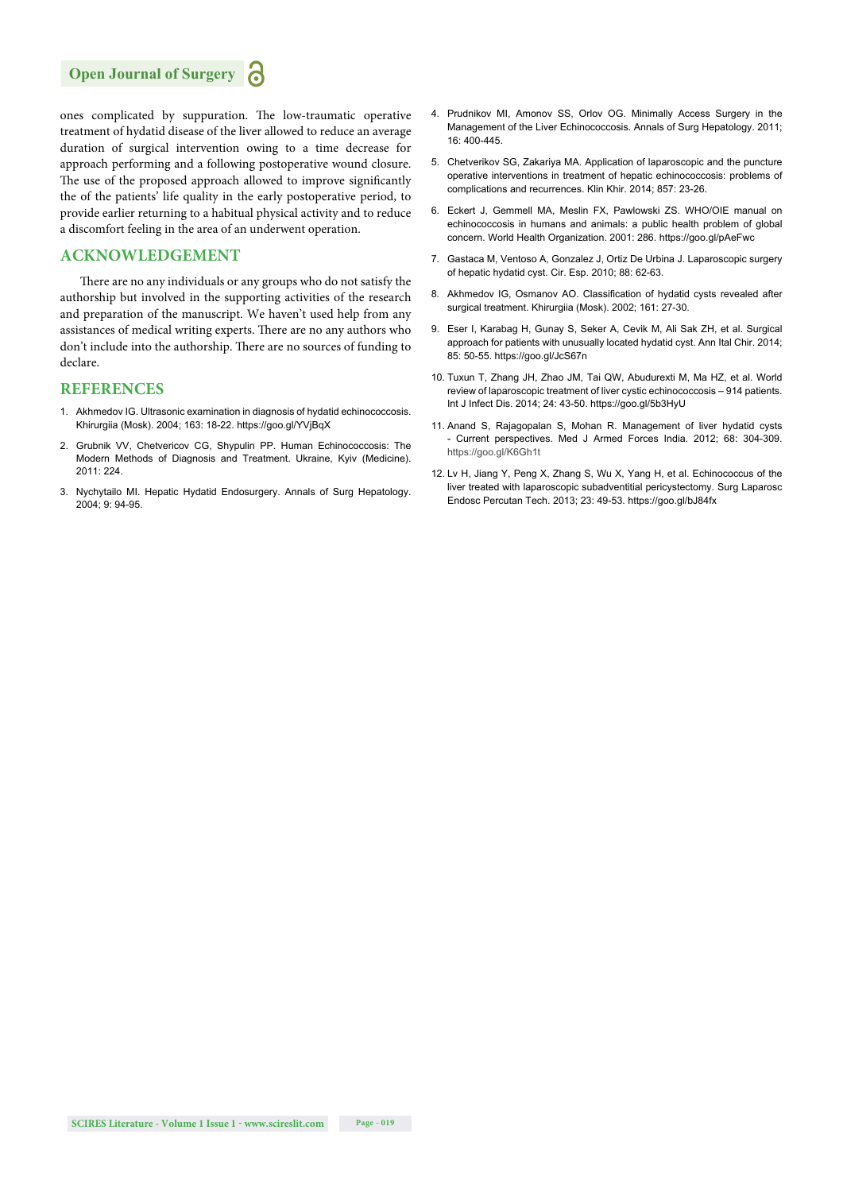ones complicated by suppuration. The low-traumatic operative treatment of hydatid disease of the liver allowed to reduce an average duration of surgical intervention owing to a time decrease for approach performing and a following postoperative wound closure. The use of the proposed approach allowed to improve significantly the of the patients' life quality in the early postoperative period, to provide earlier returning to a habitual physical activity and to reduce a discomfort feeling in the area of an underwent operation.

## ACKNOWLEDGEMENT

There are no any individuals or any groups who do not satisfy the authorship but involved in the supporting activities of the research and preparation of the manuscript. We haven't used help from any assistances of medical writing experts. There are no any authors who don't include into the authorship. There are no sources of funding to declare.

## REFERENCES

1. Akhmedov IG. Ultrasonic examination in diagnosis of hydatid echinococcosis. Khirurgiia (Mosk). 2004; 163: 18-22. https://goo.gl/YVjBqX
2. Grubnik VV, Chetvericov CG, Shypulin PP. Human Echinococcosis: The Modern Methods of Diagnosis and Treatment. Ukraine, Kyiv (Medicine). 2011: 224.
3. Nychytailo MI. Hepatic Hydatid Endosurgery. Annals of Surg Hepatology. 2004; 9: 94-95.
4. Prudnikov MI, Amonov SS, Orlov OG. Minimally Access Surgery in the Management of the Liver Echinococcosis. Annals of Surg Hepatology. 2011; 16: 400-445.
5. Chetverikov SG, Zakariya MA. Application of laparoscopic and the puncture operative interventions in treatment of hepatic echinococcosis: problems of complications and recurrences. Klin Khir. 2014; 857: 23-26.
6. Eckert J, Gemmell MA, Meslin FX, Pawlowski ZS. WHO/OIE manual on echinococcosis in humans and animals: a public health problem of global concern. World Health Organization. 2001: 286. https://goo.gl/pAeFwc
7. Gastaca M, Ventoso A, Gonzalez J, Ortiz De Urbina J. Laparoscopic surgery of hepatic hydatid cyst. Cir. Esp. 2010; 88: 62-63.
8. Akhmedov IG, Osmanov AO. Classification of hydatid cysts revealed after surgical treatment. Khirurgiia (Mosk). 2002; 161: 27-30.
9. Eser I, Karabag H, Gunay S, Seker A, Cevik M, Ali Sak ZH, et al. Surgical approach for patients with unusually located hydatid cyst. Ann Ital Chir. 2014; 85: 50-55. https://goo.gl/JcS67n
10. Tuxun T, Zhang JH, Zhao JM, Tai QW, Abudurexti M, Ma HZ, et al. World review of laparoscopic treatment of liver cystic echinococcosis – 914 patients. Int J Infect Dis. 2014; 24: 43-50. https://goo.gl/5b3HyU
11. Anand S, Rajagopalan S, Mohan R. Management of liver hydatid cysts - Current perspectives. Med J Armed Forces India. 2012; 68: 304-309. https://goo.gl/K6Gh1t
12. Lv H, Jiang Y, Peng X, Zhang S, Wu X, Yang H, et al. Echinococcus of the liver treated with laparoscopic subadventitial pericystectomy. Surg Laparosc Endosc Percutan Tech. 2013; 23: 49-53. https://goo.gl/bJ84fx